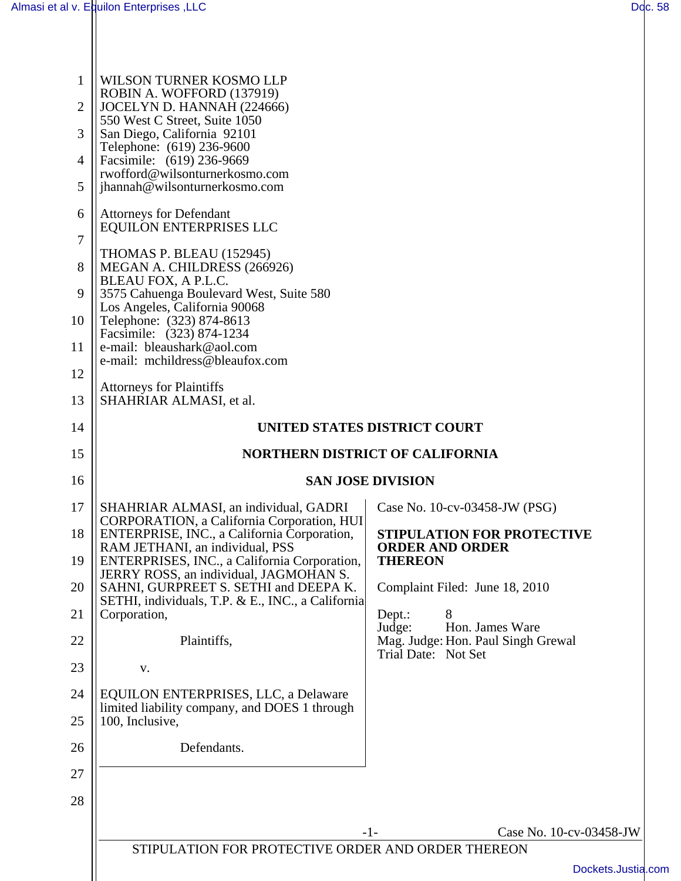WILSON TURNER KOSMO LLP
ROBIN A. WOFFORD (137919)
JOCELYN D. HANNAH (224666)
550 West C Street, Suite 1050
San Diego, California 92101
Telephone: (619) 236-9600
Facsimile: (619) 236-9669
rwofford@wilsonturnerkosmo.com
jhannah@wilsonturnerkosmo.com

Attorneys for Defendant
EQUILON ENTERPRISES LLC

THOMAS P. BLEAU (152945)
MEGAN A. CHILDRESS (266926)
BLEAU FOX, A P.L.C.
3575 Cahuenga Boulevard West, Suite 580
Los Angeles, California 90068
Telephone: (323) 874-8613
Facsimile: (323) 874-1234
e-mail: bleaushark@aol.com
e-mail: mchildress@bleaufox.com

Attorneys for Plaintiffs
SHAHRIAR ALMASI, et al.

**UNITED STATES DISTRICT COURT**

**NORTHERN DISTRICT OF CALIFORNIA**

**SAN JOSE DIVISION**

SHAHRIAR ALMASI, an individual, GADRI CORPORATION, a California Corporation, HUI ENTERPRISE, INC., a California Corporation, RAM JETHANI, an individual, PSS ENTERPRISES, INC., a California Corporation, JERRY ROSS, an individual, JAGMOHAN S. SAHNI, GURPREET S. SETHI and DEEPA K. SETHI, individuals, T.P. & E., INC., a California Corporation,

Plaintiffs,

v.

EQUILON ENTERPRISES, LLC, a Delaware limited liability company, and DOES 1 through 100, Inclusive,

Defendants.

Case No. 10-cv-03458-JW (PSG)

**STIPULATION FOR PROTECTIVE ORDER AND ORDER THEREON**

Complaint Filed: June 18, 2010

Dept.: 8
Judge: Hon. James Ware
Mag. Judge: Hon. Paul Singh Grewal
Trial Date: Not Set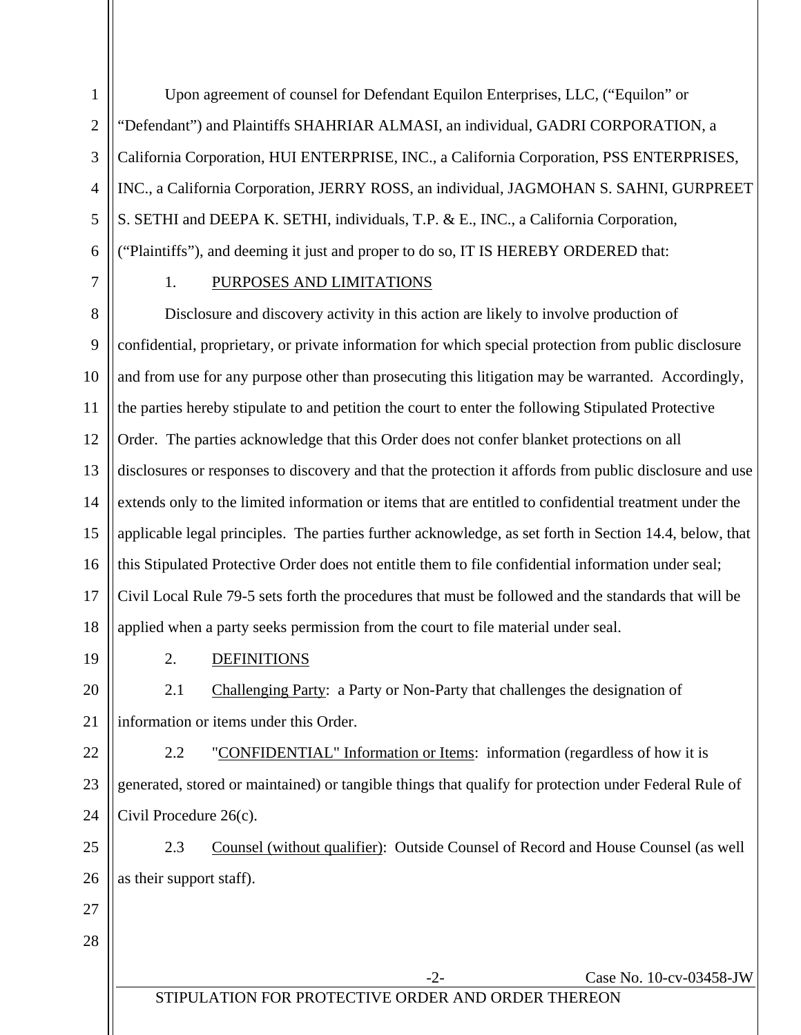Upon agreement of counsel for Defendant Equilon Enterprises, LLC, ("Equilon" or "Defendant") and Plaintiffs SHAHRIAR ALMASI, an individual, GADRI CORPORATION, a California Corporation, HUI ENTERPRISE, INC., a California Corporation, PSS ENTERPRISES, INC., a California Corporation, JERRY ROSS, an individual, JAGMOHAN S. SAHNI, GURPREET S. SETHI and DEEPA K. SETHI, individuals, T.P. & E., INC., a California Corporation, ("Plaintiffs"), and deeming it just and proper to do so, IT IS HEREBY ORDERED that:

1. PURPOSES AND LIMITATIONS

Disclosure and discovery activity in this action are likely to involve production of confidential, proprietary, or private information for which special protection from public disclosure and from use for any purpose other than prosecuting this litigation may be warranted. Accordingly, the parties hereby stipulate to and petition the court to enter the following Stipulated Protective Order. The parties acknowledge that this Order does not confer blanket protections on all disclosures or responses to discovery and that the protection it affords from public disclosure and use extends only to the limited information or items that are entitled to confidential treatment under the applicable legal principles. The parties further acknowledge, as set forth in Section 14.4, below, that this Stipulated Protective Order does not entitle them to file confidential information under seal; Civil Local Rule 79-5 sets forth the procedures that must be followed and the standards that will be applied when a party seeks permission from the court to file material under seal.

2. DEFINITIONS

2.1 Challenging Party: a Party or Non-Party that challenges the designation of information or items under this Order.

2.2 "CONFIDENTIAL" Information or Items: information (regardless of how it is generated, stored or maintained) or tangible things that qualify for protection under Federal Rule of Civil Procedure 26(c).

2.3 Counsel (without qualifier): Outside Counsel of Record and House Counsel (as well as their support staff).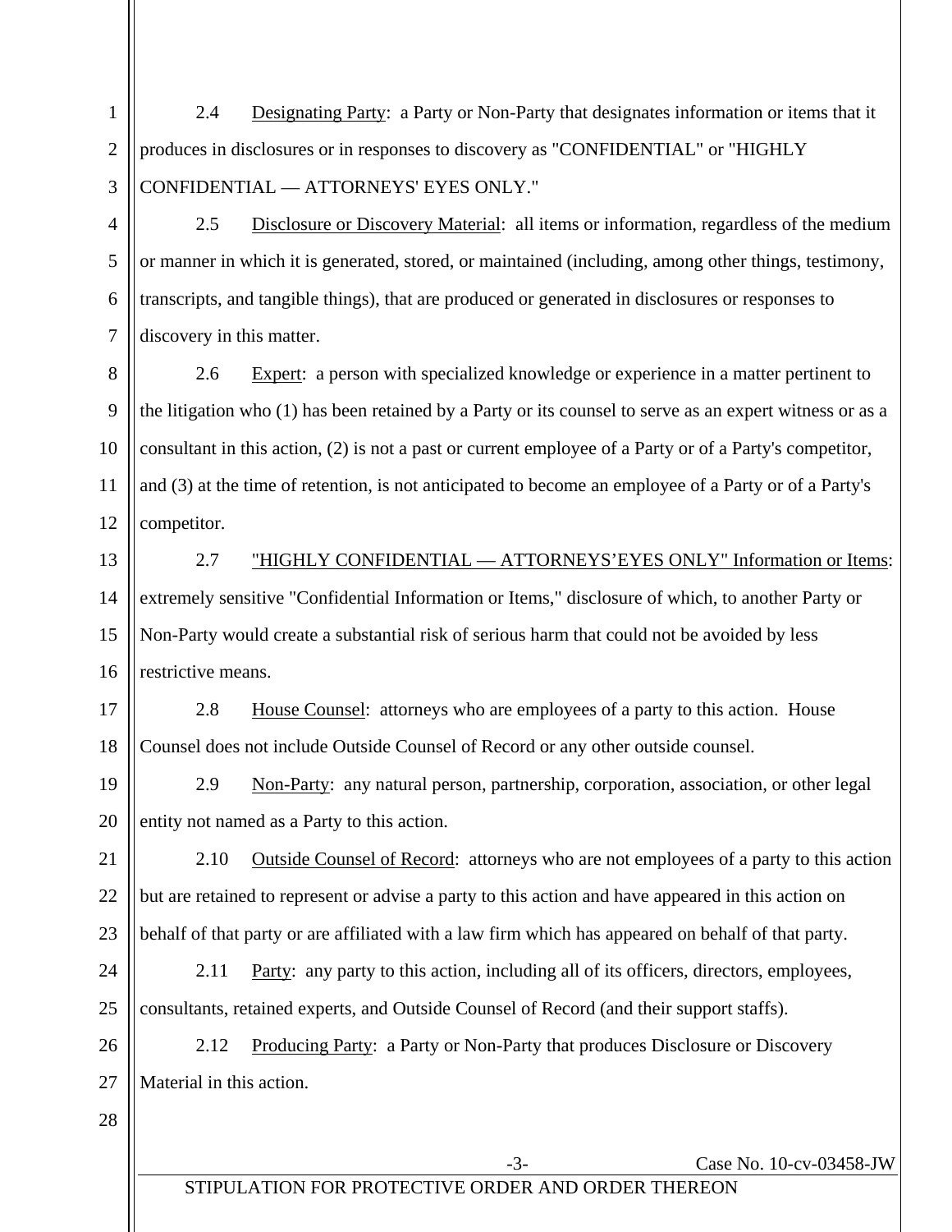2.4 Designating Party: a Party or Non-Party that designates information or items that it produces in disclosures or in responses to discovery as "CONFIDENTIAL" or "HIGHLY CONFIDENTIAL — ATTORNEYS' EYES ONLY."

2.5 Disclosure or Discovery Material: all items or information, regardless of the medium or manner in which it is generated, stored, or maintained (including, among other things, testimony, transcripts, and tangible things), that are produced or generated in disclosures or responses to discovery in this matter.

2.6 Expert: a person with specialized knowledge or experience in a matter pertinent to the litigation who (1) has been retained by a Party or its counsel to serve as an expert witness or as a consultant in this action, (2) is not a past or current employee of a Party or of a Party's competitor, and (3) at the time of retention, is not anticipated to become an employee of a Party or of a Party's competitor.

2.7 "HIGHLY CONFIDENTIAL — ATTORNEYS'EYES ONLY" Information or Items: extremely sensitive "Confidential Information or Items," disclosure of which, to another Party or Non-Party would create a substantial risk of serious harm that could not be avoided by less restrictive means.

2.8 House Counsel: attorneys who are employees of a party to this action. House Counsel does not include Outside Counsel of Record or any other outside counsel.

2.9 Non-Party: any natural person, partnership, corporation, association, or other legal entity not named as a Party to this action.

2.10 Outside Counsel of Record: attorneys who are not employees of a party to this action but are retained to represent or advise a party to this action and have appeared in this action on behalf of that party or are affiliated with a law firm which has appeared on behalf of that party.

2.11 Party: any party to this action, including all of its officers, directors, employees, consultants, retained experts, and Outside Counsel of Record (and their support staffs).

2.12 Producing Party: a Party or Non-Party that produces Disclosure or Discovery Material in this action.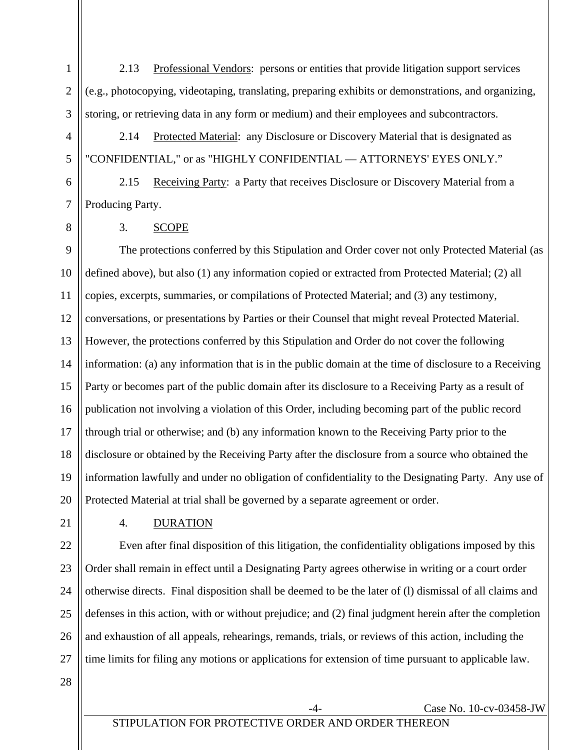2.13 Professional Vendors: persons or entities that provide litigation support services (e.g., photocopying, videotaping, translating, preparing exhibits or demonstrations, and organizing, storing, or retrieving data in any form or medium) and their employees and subcontractors.

2.14 Protected Material: any Disclosure or Discovery Material that is designated as "CONFIDENTIAL," or as "HIGHLY CONFIDENTIAL — ATTORNEYS' EYES ONLY."

2.15 Receiving Party: a Party that receives Disclosure or Discovery Material from a Producing Party.

## 3. SCOPE

The protections conferred by this Stipulation and Order cover not only Protected Material (as defined above), but also (1) any information copied or extracted from Protected Material; (2) all copies, excerpts, summaries, or compilations of Protected Material; and (3) any testimony, conversations, or presentations by Parties or their Counsel that might reveal Protected Material. However, the protections conferred by this Stipulation and Order do not cover the following information: (a) any information that is in the public domain at the time of disclosure to a Receiving Party or becomes part of the public domain after its disclosure to a Receiving Party as a result of publication not involving a violation of this Order, including becoming part of the public record through trial or otherwise; and (b) any information known to the Receiving Party prior to the disclosure or obtained by the Receiving Party after the disclosure from a source who obtained the information lawfully and under no obligation of confidentiality to the Designating Party. Any use of Protected Material at trial shall be governed by a separate agreement or order.

## 4. DURATION

Even after final disposition of this litigation, the confidentiality obligations imposed by this Order shall remain in effect until a Designating Party agrees otherwise in writing or a court order otherwise directs. Final disposition shall be deemed to be the later of (l) dismissal of all claims and defenses in this action, with or without prejudice; and (2) final judgment herein after the completion and exhaustion of all appeals, rehearings, remands, trials, or reviews of this action, including the time limits for filing any motions or applications for extension of time pursuant to applicable law.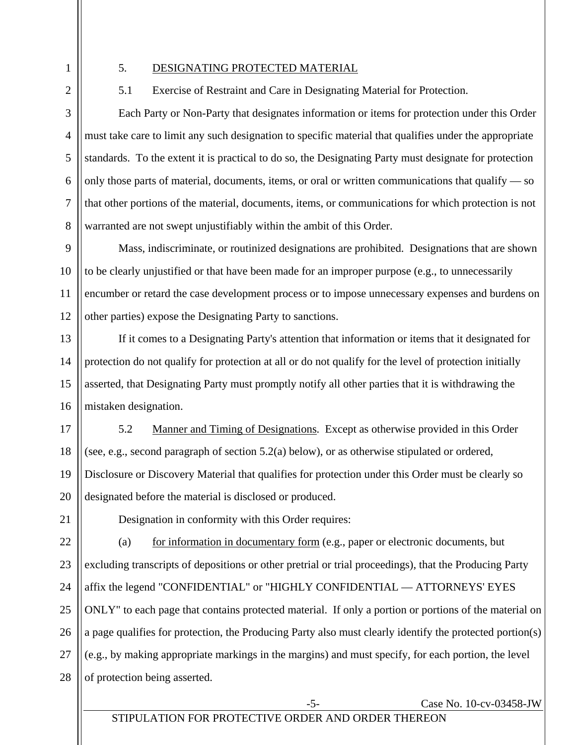5. <u>DESIGNATING PROTECTED MATERIAL</u>

5.1 Exercise of Restraint and Care in Designating Material for Protection.

Each Party or Non-Party that designates information or items for protection under this Order must take care to limit any such designation to specific material that qualifies under the appropriate standards. To the extent it is practical to do so, the Designating Party must designate for protection only those parts of material, documents, items, or oral or written communications that qualify — so that other portions of the material, documents, items, or communications for which protection is not warranted are not swept unjustifiably within the ambit of this Order.

Mass, indiscriminate, or routinized designations are prohibited. Designations that are shown to be clearly unjustified or that have been made for an improper purpose (e.g., to unnecessarily encumber or retard the case development process or to impose unnecessary expenses and burdens on other parties) expose the Designating Party to sanctions.

If it comes to a Designating Party's attention that information or items that it designated for protection do not qualify for protection at all or do not qualify for the level of protection initially asserted, that Designating Party must promptly notify all other parties that it is withdrawing the mistaken designation.

5.2 <u>Manner and Timing of Designations</u>. Except as otherwise provided in this Order (see, e.g., second paragraph of section 5.2(a) below), or as otherwise stipulated or ordered, Disclosure or Discovery Material that qualifies for protection under this Order must be clearly so designated before the material is disclosed or produced.

Designation in conformity with this Order requires:

(a) <u>for information in documentary form</u> (e.g., paper or electronic documents, but excluding transcripts of depositions or other pretrial or trial proceedings), that the Producing Party affix the legend "CONFIDENTIAL" or "HIGHLY CONFIDENTIAL — ATTORNEYS' EYES ONLY" to each page that contains protected material. If only a portion or portions of the material on a page qualifies for protection, the Producing Party also must clearly identify the protected portion(s) (e.g., by making appropriate markings in the margins) and must specify, for each portion, the level of protection being asserted.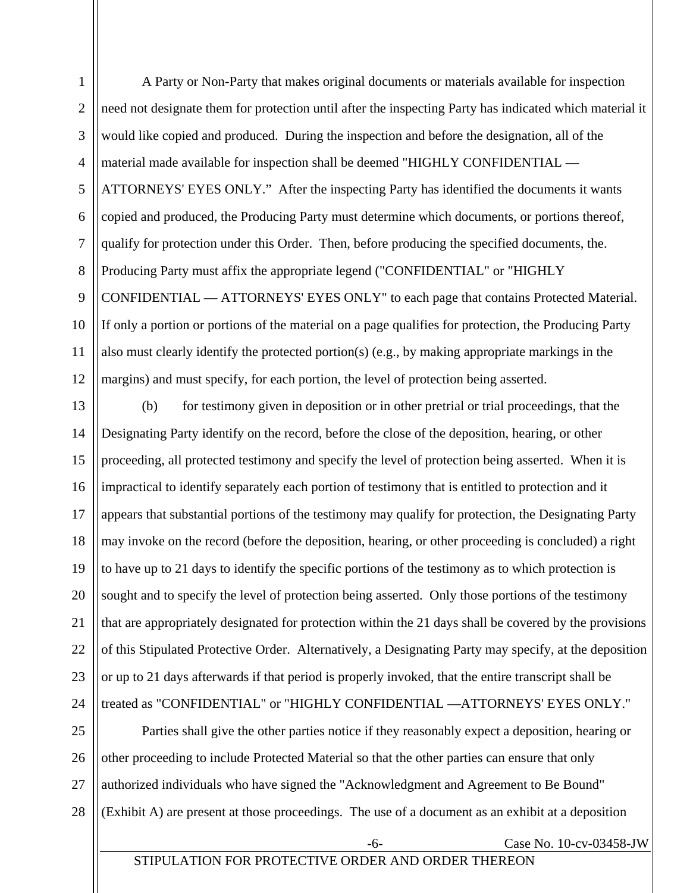A Party or Non-Party that makes original documents or materials available for inspection need not designate them for protection until after the inspecting Party has indicated which material it would like copied and produced. During the inspection and before the designation, all of the material made available for inspection shall be deemed "HIGHLY CONFIDENTIAL — ATTORNEYS' EYES ONLY." After the inspecting Party has identified the documents it wants copied and produced, the Producing Party must determine which documents, or portions thereof, qualify for protection under this Order. Then, before producing the specified documents, the. Producing Party must affix the appropriate legend ("CONFIDENTIAL" or "HIGHLY CONFIDENTIAL — ATTORNEYS' EYES ONLY" to each page that contains Protected Material. If only a portion or portions of the material on a page qualifies for protection, the Producing Party also must clearly identify the protected portion(s) (e.g., by making appropriate markings in the margins) and must specify, for each portion, the level of protection being asserted.

(b) for testimony given in deposition or in other pretrial or trial proceedings, that the Designating Party identify on the record, before the close of the deposition, hearing, or other proceeding, all protected testimony and specify the level of protection being asserted. When it is impractical to identify separately each portion of testimony that is entitled to protection and it appears that substantial portions of the testimony may qualify for protection, the Designating Party may invoke on the record (before the deposition, hearing, or other proceeding is concluded) a right to have up to 21 days to identify the specific portions of the testimony as to which protection is sought and to specify the level of protection being asserted. Only those portions of the testimony that are appropriately designated for protection within the 21 days shall be covered by the provisions of this Stipulated Protective Order. Alternatively, a Designating Party may specify, at the deposition or up to 21 days afterwards if that period is properly invoked, that the entire transcript shall be treated as "CONFIDENTIAL" or "HIGHLY CONFIDENTIAL —ATTORNEYS' EYES ONLY."

Parties shall give the other parties notice if they reasonably expect a deposition, hearing or other proceeding to include Protected Material so that the other parties can ensure that only authorized individuals who have signed the "Acknowledgment and Agreement to Be Bound" (Exhibit A) are present at those proceedings. The use of a document as an exhibit at a deposition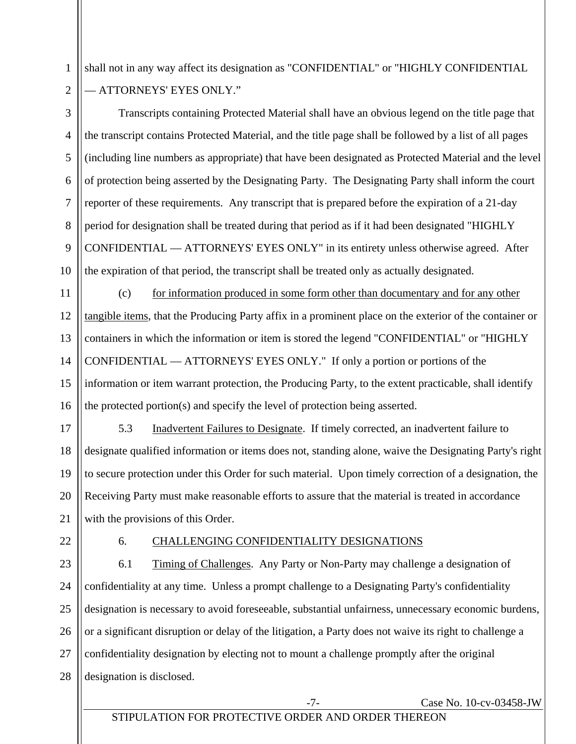shall not in any way affect its designation as "CONFIDENTIAL" or "HIGHLY CONFIDENTIAL — ATTORNEYS' EYES ONLY."

Transcripts containing Protected Material shall have an obvious legend on the title page that the transcript contains Protected Material, and the title page shall be followed by a list of all pages (including line numbers as appropriate) that have been designated as Protected Material and the level of protection being asserted by the Designating Party. The Designating Party shall inform the court reporter of these requirements. Any transcript that is prepared before the expiration of a 21-day period for designation shall be treated during that period as if it had been designated "HIGHLY CONFIDENTIAL — ATTORNEYS' EYES ONLY" in its entirety unless otherwise agreed. After the expiration of that period, the transcript shall be treated only as actually designated.

(c) for information produced in some form other than documentary and for any other tangible items, that the Producing Party affix in a prominent place on the exterior of the container or containers in which the information or item is stored the legend "CONFIDENTIAL" or "HIGHLY CONFIDENTIAL — ATTORNEYS' EYES ONLY." If only a portion or portions of the information or item warrant protection, the Producing Party, to the extent practicable, shall identify the protected portion(s) and specify the level of protection being asserted.

5.3 Inadvertent Failures to Designate. If timely corrected, an inadvertent failure to designate qualified information or items does not, standing alone, waive the Designating Party's right to secure protection under this Order for such material. Upon timely correction of a designation, the Receiving Party must make reasonable efforts to assure that the material is treated in accordance with the provisions of this Order.

6. CHALLENGING CONFIDENTIALITY DESIGNATIONS

6.1 Timing of Challenges. Any Party or Non-Party may challenge a designation of confidentiality at any time. Unless a prompt challenge to a Designating Party's confidentiality designation is necessary to avoid foreseeable, substantial unfairness, unnecessary economic burdens, or a significant disruption or delay of the litigation, a Party does not waive its right to challenge a confidentiality designation by electing not to mount a challenge promptly after the original designation is disclosed.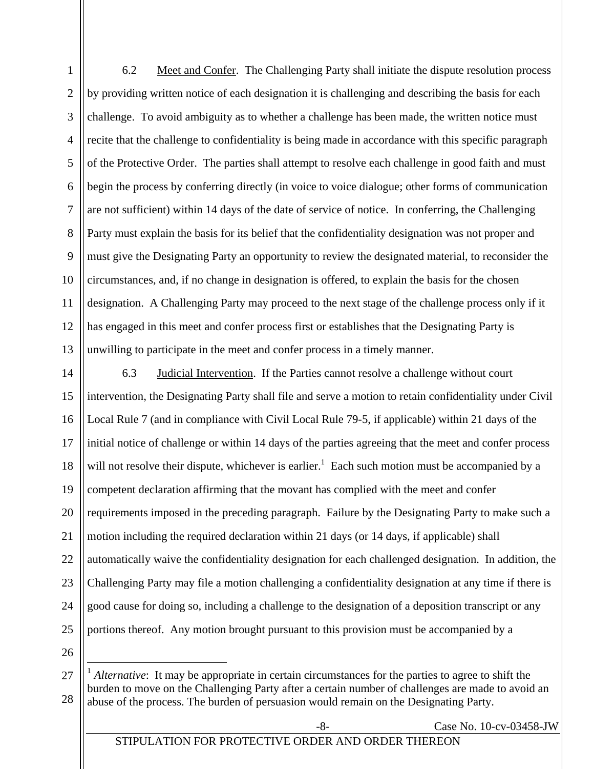6.2 Meet and Confer. The Challenging Party shall initiate the dispute resolution process by providing written notice of each designation it is challenging and describing the basis for each challenge. To avoid ambiguity as to whether a challenge has been made, the written notice must recite that the challenge to confidentiality is being made in accordance with this specific paragraph of the Protective Order. The parties shall attempt to resolve each challenge in good faith and must begin the process by conferring directly (in voice to voice dialogue; other forms of communication are not sufficient) within 14 days of the date of service of notice. In conferring, the Challenging Party must explain the basis for its belief that the confidentiality designation was not proper and must give the Designating Party an opportunity to review the designated material, to reconsider the circumstances, and, if no change in designation is offered, to explain the basis for the chosen designation. A Challenging Party may proceed to the next stage of the challenge process only if it has engaged in this meet and confer process first or establishes that the Designating Party is unwilling to participate in the meet and confer process in a timely manner.

6.3 Judicial Intervention. If the Parties cannot resolve a challenge without court intervention, the Designating Party shall file and serve a motion to retain confidentiality under Civil Local Rule 7 (and in compliance with Civil Local Rule 79-5, if applicable) within 21 days of the initial notice of challenge or within 14 days of the parties agreeing that the meet and confer process will not resolve their dispute, whichever is earlier.[1] Each such motion must be accompanied by a competent declaration affirming that the movant has complied with the meet and confer requirements imposed in the preceding paragraph. Failure by the Designating Party to make such a motion including the required declaration within 21 days (or 14 days, if applicable) shall automatically waive the confidentiality designation for each challenged designation. In addition, the Challenging Party may file a motion challenging a confidentiality designation at any time if there is good cause for doing so, including a challenge to the designation of a deposition transcript or any portions thereof. Any motion brought pursuant to this provision must be accompanied by a

---

[1] *Alternative*: It may be appropriate in certain circumstances for the parties to agree to shift the burden to move on the Challenging Party after a certain number of challenges are made to avoid an abuse of the process. The burden of persuasion would remain on the Designating Party.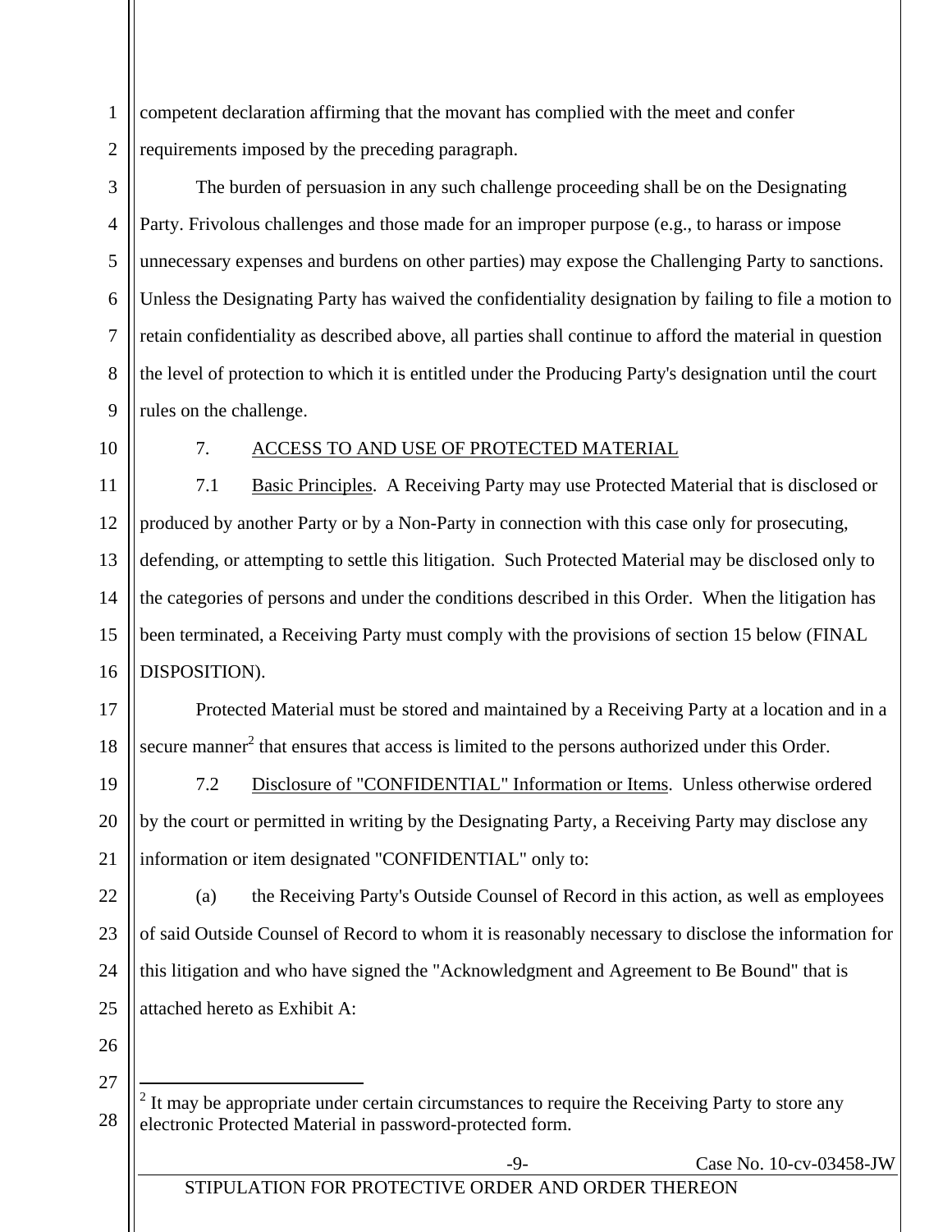competent declaration affirming that the movant has complied with the meet and confer requirements imposed by the preceding paragraph.

The burden of persuasion in any such challenge proceeding shall be on the Designating Party. Frivolous challenges and those made for an improper purpose (e.g., to harass or impose unnecessary expenses and burdens on other parties) may expose the Challenging Party to sanctions. Unless the Designating Party has waived the confidentiality designation by failing to file a motion to retain confidentiality as described above, all parties shall continue to afford the material in question the level of protection to which it is entitled under the Producing Party's designation until the court rules on the challenge.

7. ACCESS TO AND USE OF PROTECTED MATERIAL

7.1 Basic Principles. A Receiving Party may use Protected Material that is disclosed or produced by another Party or by a Non-Party in connection with this case only for prosecuting, defending, or attempting to settle this litigation. Such Protected Material may be disclosed only to the categories of persons and under the conditions described in this Order. When the litigation has been terminated, a Receiving Party must comply with the provisions of section 15 below (FINAL DISPOSITION).

Protected Material must be stored and maintained by a Receiving Party at a location and in a secure manner[2] that ensures that access is limited to the persons authorized under this Order.

7.2 Disclosure of "CONFIDENTIAL" Information or Items. Unless otherwise ordered by the court or permitted in writing by the Designating Party, a Receiving Party may disclose any information or item designated "CONFIDENTIAL" only to:

(a) the Receiving Party's Outside Counsel of Record in this action, as well as employees of said Outside Counsel of Record to whom it is reasonably necessary to disclose the information for this litigation and who have signed the "Acknowledgment and Agreement to Be Bound" that is attached hereto as Exhibit A:

---

[2] It may be appropriate under certain circumstances to require the Receiving Party to store any electronic Protected Material in password-protected form.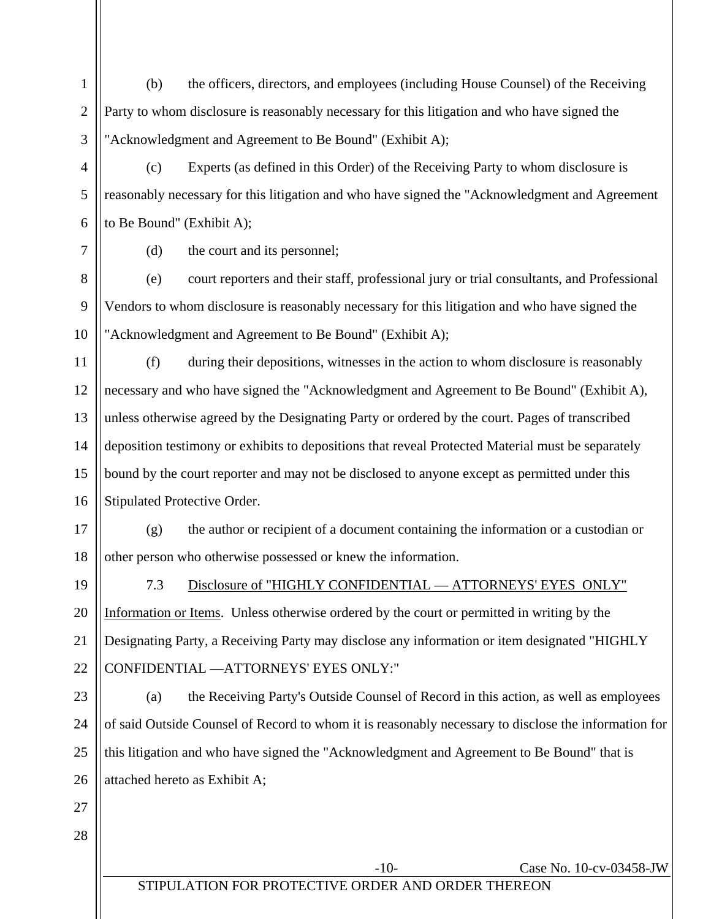(b) the officers, directors, and employees (including House Counsel) of the Receiving Party to whom disclosure is reasonably necessary for this litigation and who have signed the "Acknowledgment and Agreement to Be Bound" (Exhibit A);

(c) Experts (as defined in this Order) of the Receiving Party to whom disclosure is reasonably necessary for this litigation and who have signed the "Acknowledgment and Agreement to Be Bound" (Exhibit A);

(d) the court and its personnel;

(e) court reporters and their staff, professional jury or trial consultants, and Professional Vendors to whom disclosure is reasonably necessary for this litigation and who have signed the "Acknowledgment and Agreement to Be Bound" (Exhibit A);

(f) during their depositions, witnesses in the action to whom disclosure is reasonably necessary and who have signed the "Acknowledgment and Agreement to Be Bound" (Exhibit A), unless otherwise agreed by the Designating Party or ordered by the court. Pages of transcribed deposition testimony or exhibits to depositions that reveal Protected Material must be separately bound by the court reporter and may not be disclosed to anyone except as permitted under this Stipulated Protective Order.

(g) the author or recipient of a document containing the information or a custodian or other person who otherwise possessed or knew the information.

7.3 Disclosure of "HIGHLY CONFIDENTIAL — ATTORNEYS' EYES ONLY" Information or Items. Unless otherwise ordered by the court or permitted in writing by the Designating Party, a Receiving Party may disclose any information or item designated "HIGHLY CONFIDENTIAL —ATTORNEYS' EYES ONLY:"

(a) the Receiving Party's Outside Counsel of Record in this action, as well as employees of said Outside Counsel of Record to whom it is reasonably necessary to disclose the information for this litigation and who have signed the "Acknowledgment and Agreement to Be Bound" that is attached hereto as Exhibit A;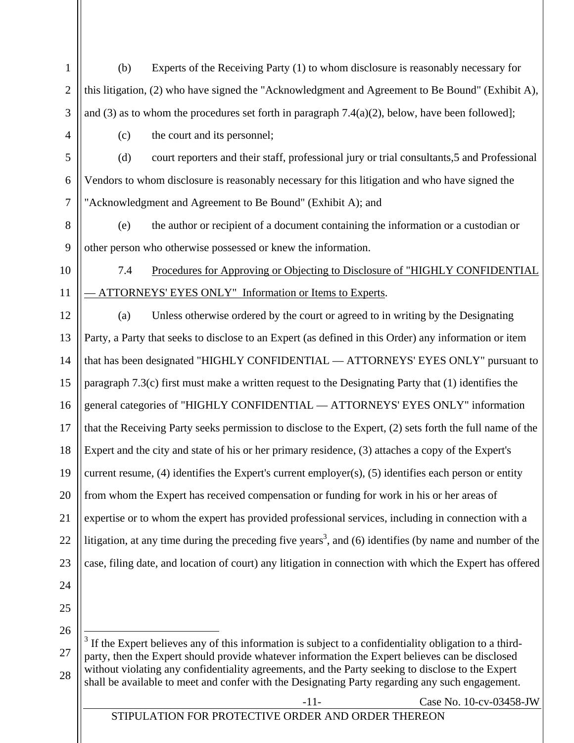(b) Experts of the Receiving Party (1) to whom disclosure is reasonably necessary for this litigation, (2) who have signed the "Acknowledgment and Agreement to Be Bound" (Exhibit A), and (3) as to whom the procedures set forth in paragraph 7.4(a)(2), below, have been followed];

(c) the court and its personnel;

(d) court reporters and their staff, professional jury or trial consultants,5 and Professional Vendors to whom disclosure is reasonably necessary for this litigation and who have signed the "Acknowledgment and Agreement to Be Bound" (Exhibit A); and

(e) the author or recipient of a document containing the information or a custodian or other person who otherwise possessed or knew the information.

7.4 Procedures for Approving or Objecting to Disclosure of "HIGHLY CONFIDENTIAL — ATTORNEYS' EYES ONLY" Information or Items to Experts.

(a) Unless otherwise ordered by the court or agreed to in writing by the Designating Party, a Party that seeks to disclose to an Expert (as defined in this Order) any information or item that has been designated "HIGHLY CONFIDENTIAL — ATTORNEYS' EYES ONLY" pursuant to paragraph 7.3(c) first must make a written request to the Designating Party that (1) identifies the general categories of "HIGHLY CONFIDENTIAL — ATTORNEYS' EYES ONLY" information that the Receiving Party seeks permission to disclose to the Expert, (2) sets forth the full name of the Expert and the city and state of his or her primary residence, (3) attaches a copy of the Expert's current resume, (4) identifies the Expert's current employer(s), (5) identifies each person or entity from whom the Expert has received compensation or funding for work in his or her areas of expertise or to whom the expert has provided professional services, including in connection with a litigation, at any time during the preceding five years[3], and (6) identifies (by name and number of the case, filing date, and location of court) any litigation in connection with which the Expert has offered

[3] If the Expert believes any of this information is subject to a confidentiality obligation to a third-party, then the Expert should provide whatever information the Expert believes can be disclosed without violating any confidentiality agreements, and the Party seeking to disclose to the Expert shall be available to meet and confer with the Designating Party regarding any such engagement.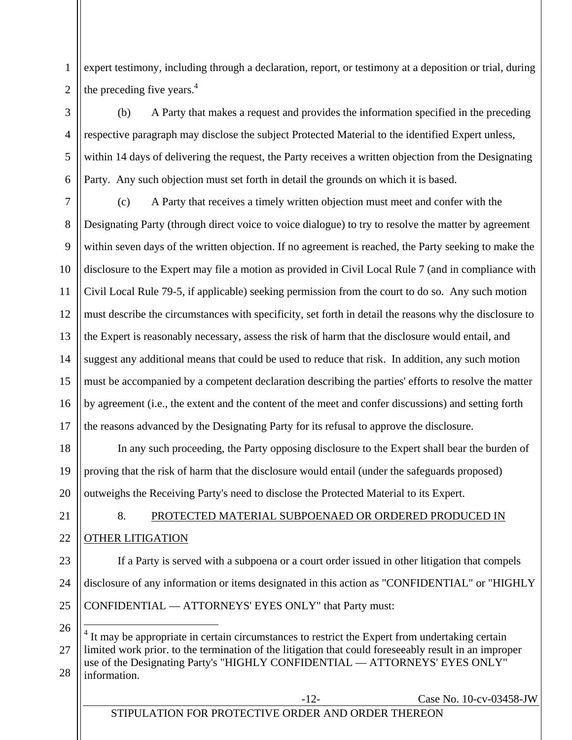expert testimony, including through a declaration, report, or testimony at a deposition or trial, during the preceding five years.[4]

(b) A Party that makes a request and provides the information specified in the preceding respective paragraph may disclose the subject Protected Material to the identified Expert unless, within 14 days of delivering the request, the Party receives a written objection from the Designating Party. Any such objection must set forth in detail the grounds on which it is based.

(c) A Party that receives a timely written objection must meet and confer with the Designating Party (through direct voice to voice dialogue) to try to resolve the matter by agreement within seven days of the written objection. If no agreement is reached, the Party seeking to make the disclosure to the Expert may file a motion as provided in Civil Local Rule 7 (and in compliance with Civil Local Rule 79-5, if applicable) seeking permission from the court to do so. Any such motion must describe the circumstances with specificity, set forth in detail the reasons why the disclosure to the Expert is reasonably necessary, assess the risk of harm that the disclosure would entail, and suggest any additional means that could be used to reduce that risk. In addition, any such motion must be accompanied by a competent declaration describing the parties' efforts to resolve the matter by agreement (i.e., the extent and the content of the meet and confer discussions) and setting forth the reasons advanced by the Designating Party for its refusal to approve the disclosure.

In any such proceeding, the Party opposing disclosure to the Expert shall bear the burden of proving that the risk of harm that the disclosure would entail (under the safeguards proposed) outweighs the Receiving Party's need to disclose the Protected Material to its Expert.

8. PROTECTED MATERIAL SUBPOENAED OR ORDERED PRODUCED IN OTHER LITIGATION

If a Party is served with a subpoena or a court order issued in other litigation that compels disclosure of any information or items designated in this action as "CONFIDENTIAL" or "HIGHLY CONFIDENTIAL — ATTORNEYS' EYES ONLY" that Party must:

---

[4] It may be appropriate in certain circumstances to restrict the Expert from undertaking certain limited work prior. to the termination of the litigation that could foreseeably result in an improper use of the Designating Party's "HIGHLY CONFIDENTIAL — ATTORNEYS' EYES ONLY" information.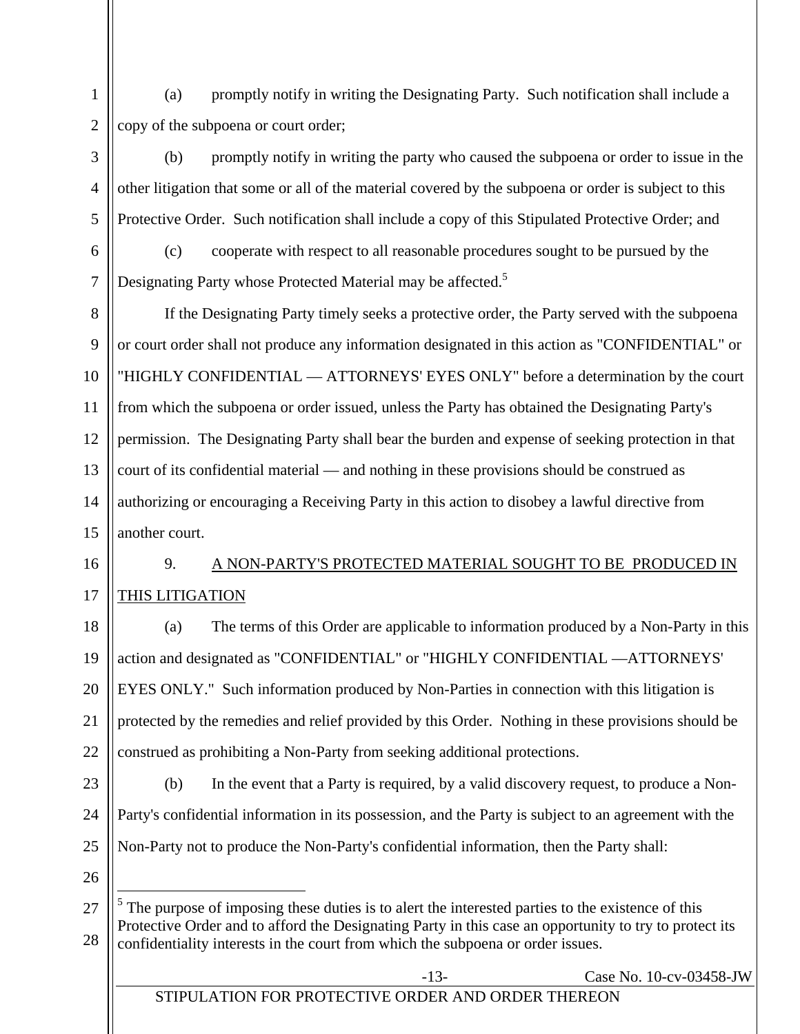(a) promptly notify in writing the Designating Party. Such notification shall include a copy of the subpoena or court order;

(b) promptly notify in writing the party who caused the subpoena or order to issue in the other litigation that some or all of the material covered by the subpoena or order is subject to this Protective Order. Such notification shall include a copy of this Stipulated Protective Order; and

(c) cooperate with respect to all reasonable procedures sought to be pursued by the Designating Party whose Protected Material may be affected.[5]

If the Designating Party timely seeks a protective order, the Party served with the subpoena or court order shall not produce any information designated in this action as "CONFIDENTIAL" or "HIGHLY CONFIDENTIAL — ATTORNEYS' EYES ONLY" before a determination by the court from which the subpoena or order issued, unless the Party has obtained the Designating Party's permission. The Designating Party shall bear the burden and expense of seeking protection in that court of its confidential material — and nothing in these provisions should be construed as authorizing or encouraging a Receiving Party in this action to disobey a lawful directive from another court.

9. <u>A NON-PARTY'S PROTECTED MATERIAL SOUGHT TO BE PRODUCED IN THIS LITIGATION</u>

(a) The terms of this Order are applicable to information produced by a Non-Party in this action and designated as "CONFIDENTIAL" or "HIGHLY CONFIDENTIAL —ATTORNEYS' EYES ONLY." Such information produced by Non-Parties in connection with this litigation is protected by the remedies and relief provided by this Order. Nothing in these provisions should be construed as prohibiting a Non-Party from seeking additional protections.

(b) In the event that a Party is required, by a valid discovery request, to produce a Non-Party's confidential information in its possession, and the Party is subject to an agreement with the Non-Party not to produce the Non-Party's confidential information, then the Party shall:

---

[5] The purpose of imposing these duties is to alert the interested parties to the existence of this Protective Order and to afford the Designating Party in this case an opportunity to try to protect its confidentiality interests in the court from which the subpoena or order issues.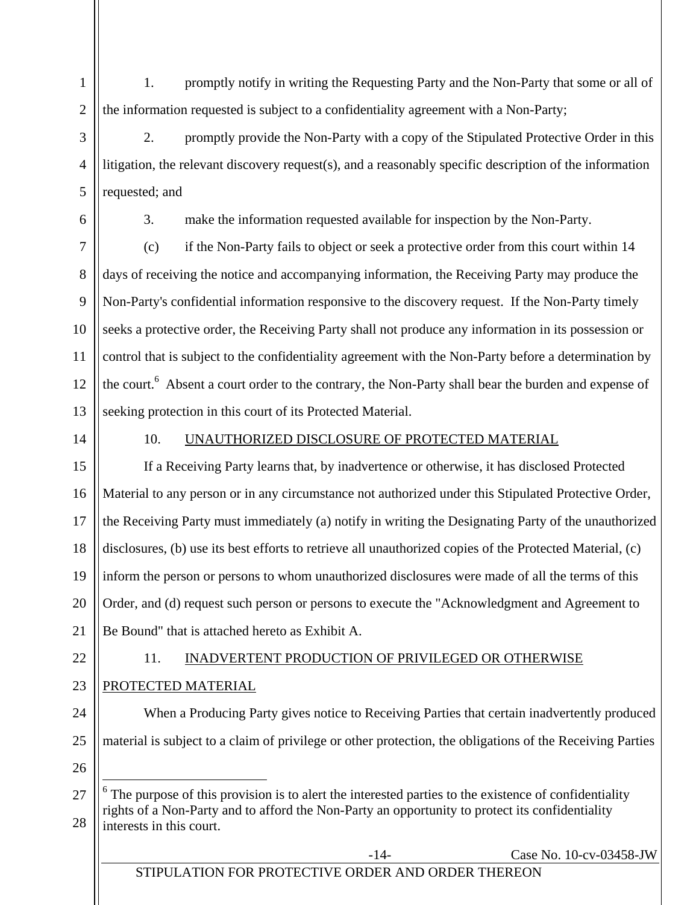1. promptly notify in writing the Requesting Party and the Non-Party that some or all of the information requested is subject to a confidentiality agreement with a Non-Party;

2. promptly provide the Non-Party with a copy of the Stipulated Protective Order in this litigation, the relevant discovery request(s), and a reasonably specific description of the information requested; and

3. make the information requested available for inspection by the Non-Party.

(c) if the Non-Party fails to object or seek a protective order from this court within 14 days of receiving the notice and accompanying information, the Receiving Party may produce the Non-Party's confidential information responsive to the discovery request. If the Non-Party timely seeks a protective order, the Receiving Party shall not produce any information in its possession or control that is subject to the confidentiality agreement with the Non-Party before a determination by the court.[6] Absent a court order to the contrary, the Non-Party shall bear the burden and expense of seeking protection in this court of its Protected Material.

10. UNAUTHORIZED DISCLOSURE OF PROTECTED MATERIAL

If a Receiving Party learns that, by inadvertence or otherwise, it has disclosed Protected Material to any person or in any circumstance not authorized under this Stipulated Protective Order, the Receiving Party must immediately (a) notify in writing the Designating Party of the unauthorized disclosures, (b) use its best efforts to retrieve all unauthorized copies of the Protected Material, (c) inform the person or persons to whom unauthorized disclosures were made of all the terms of this Order, and (d) request such person or persons to execute the "Acknowledgment and Agreement to Be Bound" that is attached hereto as Exhibit A.

11. INADVERTENT PRODUCTION OF PRIVILEGED OR OTHERWISE PROTECTED MATERIAL

When a Producing Party gives notice to Receiving Parties that certain inadvertently produced material is subject to a claim of privilege or other protection, the obligations of the Receiving Parties

[6] The purpose of this provision is to alert the interested parties to the existence of confidentiality rights of a Non-Party and to afford the Non-Party an opportunity to protect its confidentiality interests in this court.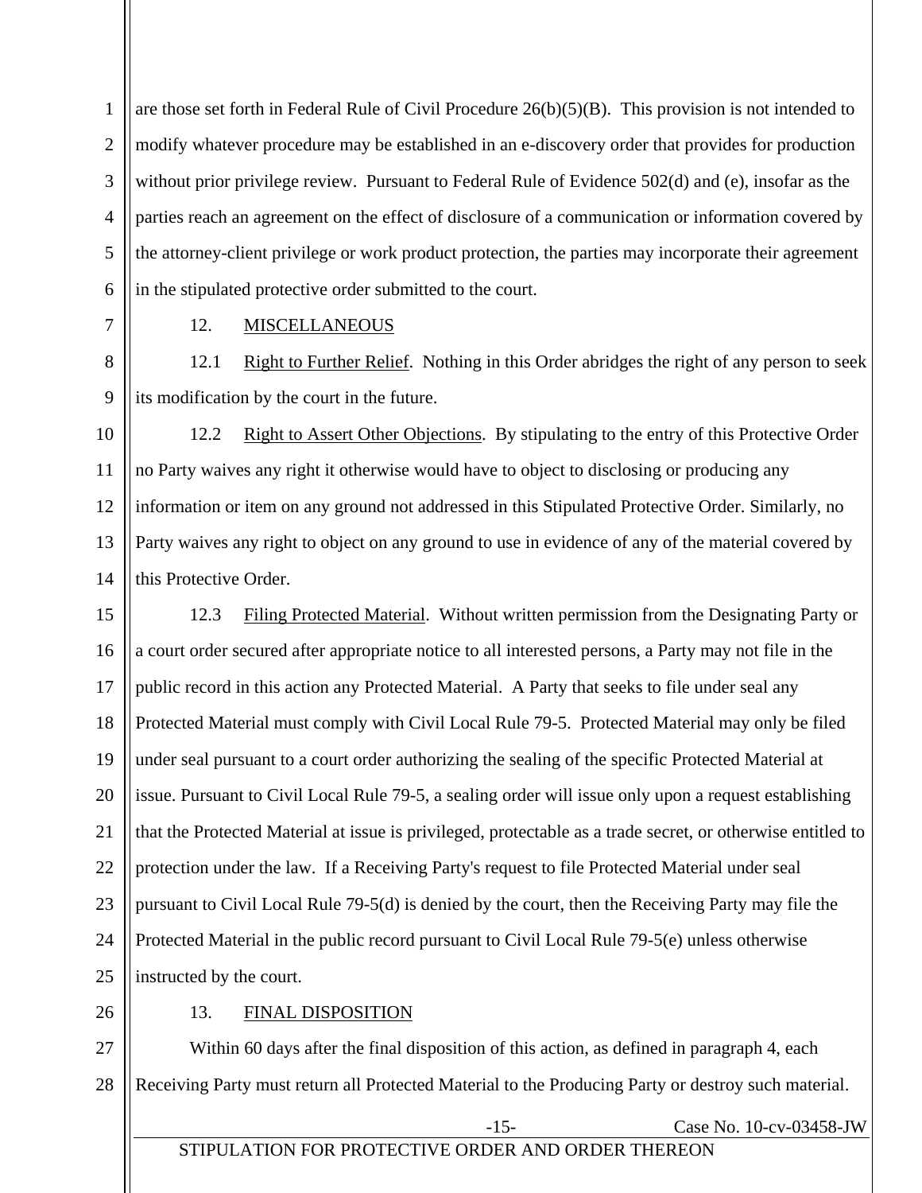are those set forth in Federal Rule of Civil Procedure 26(b)(5)(B). This provision is not intended to modify whatever procedure may be established in an e-discovery order that provides for production without prior privilege review. Pursuant to Federal Rule of Evidence 502(d) and (e), insofar as the parties reach an agreement on the effect of disclosure of a communication or information covered by the attorney-client privilege or work product protection, the parties may incorporate their agreement in the stipulated protective order submitted to the court.

12. MISCELLANEOUS

12.1 Right to Further Relief. Nothing in this Order abridges the right of any person to seek its modification by the court in the future.

12.2 Right to Assert Other Objections. By stipulating to the entry of this Protective Order no Party waives any right it otherwise would have to object to disclosing or producing any information or item on any ground not addressed in this Stipulated Protective Order. Similarly, no Party waives any right to object on any ground to use in evidence of any of the material covered by this Protective Order.

12.3 Filing Protected Material. Without written permission from the Designating Party or a court order secured after appropriate notice to all interested persons, a Party may not file in the public record in this action any Protected Material. A Party that seeks to file under seal any Protected Material must comply with Civil Local Rule 79-5. Protected Material may only be filed under seal pursuant to a court order authorizing the sealing of the specific Protected Material at issue. Pursuant to Civil Local Rule 79-5, a sealing order will issue only upon a request establishing that the Protected Material at issue is privileged, protectable as a trade secret, or otherwise entitled to protection under the law. If a Receiving Party's request to file Protected Material under seal pursuant to Civil Local Rule 79-5(d) is denied by the court, then the Receiving Party may file the Protected Material in the public record pursuant to Civil Local Rule 79-5(e) unless otherwise instructed by the court.

13. FINAL DISPOSITION

Within 60 days after the final disposition of this action, as defined in paragraph 4, each Receiving Party must return all Protected Material to the Producing Party or destroy such material.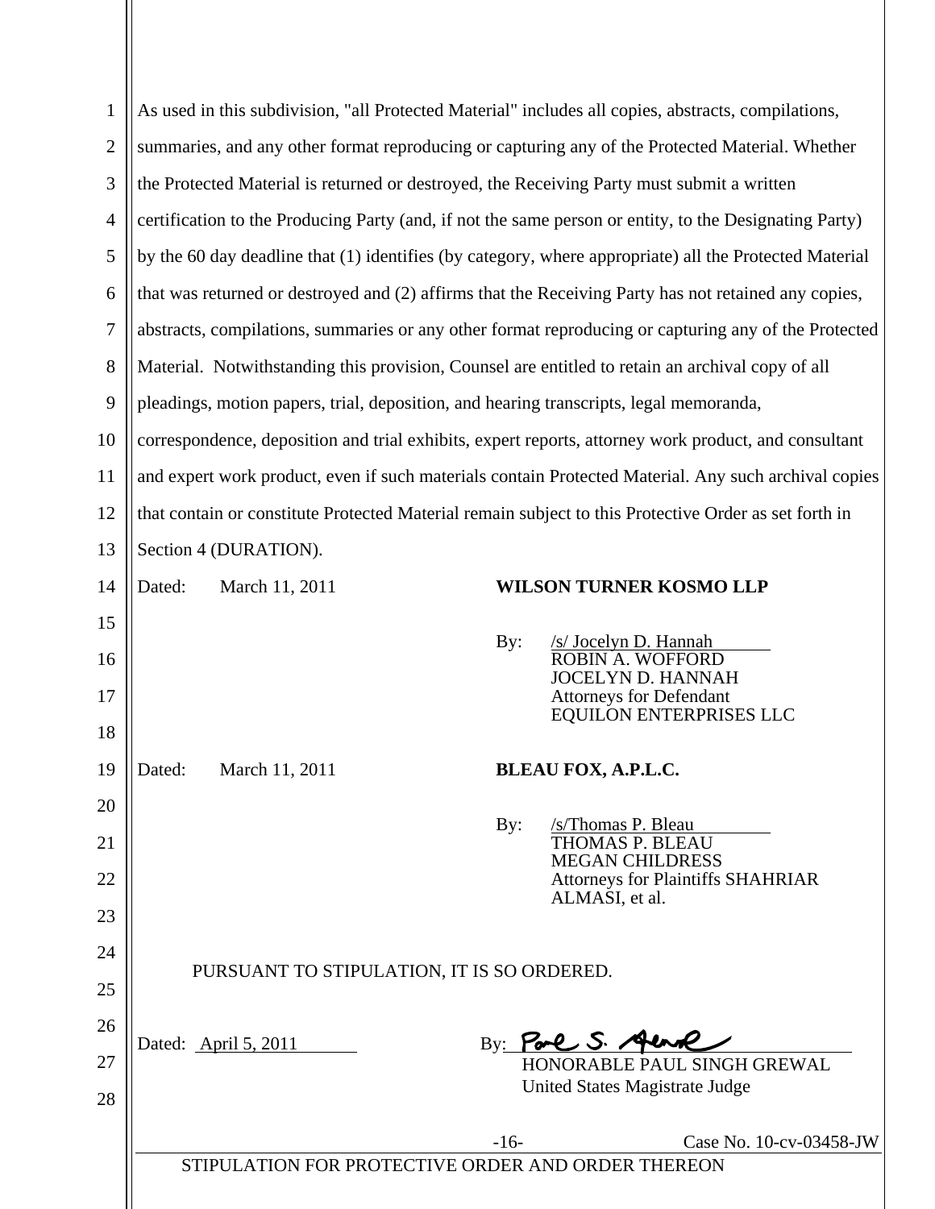As used in this subdivision, "all Protected Material" includes all copies, abstracts, compilations, summaries, and any other format reproducing or capturing any of the Protected Material. Whether the Protected Material is returned or destroyed, the Receiving Party must submit a written certification to the Producing Party (and, if not the same person or entity, to the Designating Party) by the 60 day deadline that (1) identifies (by category, where appropriate) all the Protected Material that was returned or destroyed and (2) affirms that the Receiving Party has not retained any copies, abstracts, compilations, summaries or any other format reproducing or capturing any of the Protected Material. Notwithstanding this provision, Counsel are entitled to retain an archival copy of all pleadings, motion papers, trial, deposition, and hearing transcripts, legal memoranda, correspondence, deposition and trial exhibits, expert reports, attorney work product, and consultant and expert work product, even if such materials contain Protected Material. Any such archival copies that contain or constitute Protected Material remain subject to this Protective Order as set forth in Section 4 (DURATION).

Dated: March 11, 2011

**WILSON TURNER KOSMO LLP**

By: /s/ Jocelyn D. Hannah
ROBIN A. WOFFORD
JOCELYN D. HANNAH
Attorneys for Defendant
EQUILON ENTERPRISES LLC

Dated: March 11, 2011

**BLEAU FOX, A.P.L.C.**

By: /s/Thomas P. Bleau
THOMAS P. BLEAU
MEGAN CHILDRESS
Attorneys for Plaintiffs SHAHRIAR ALMASI, et al.

PURSUANT TO STIPULATION, IT IS SO ORDERED.

Dated: April 5, 2011

By: Paul S. Grewal
HONORABLE PAUL SINGH GREWAL
United States Magistrate Judge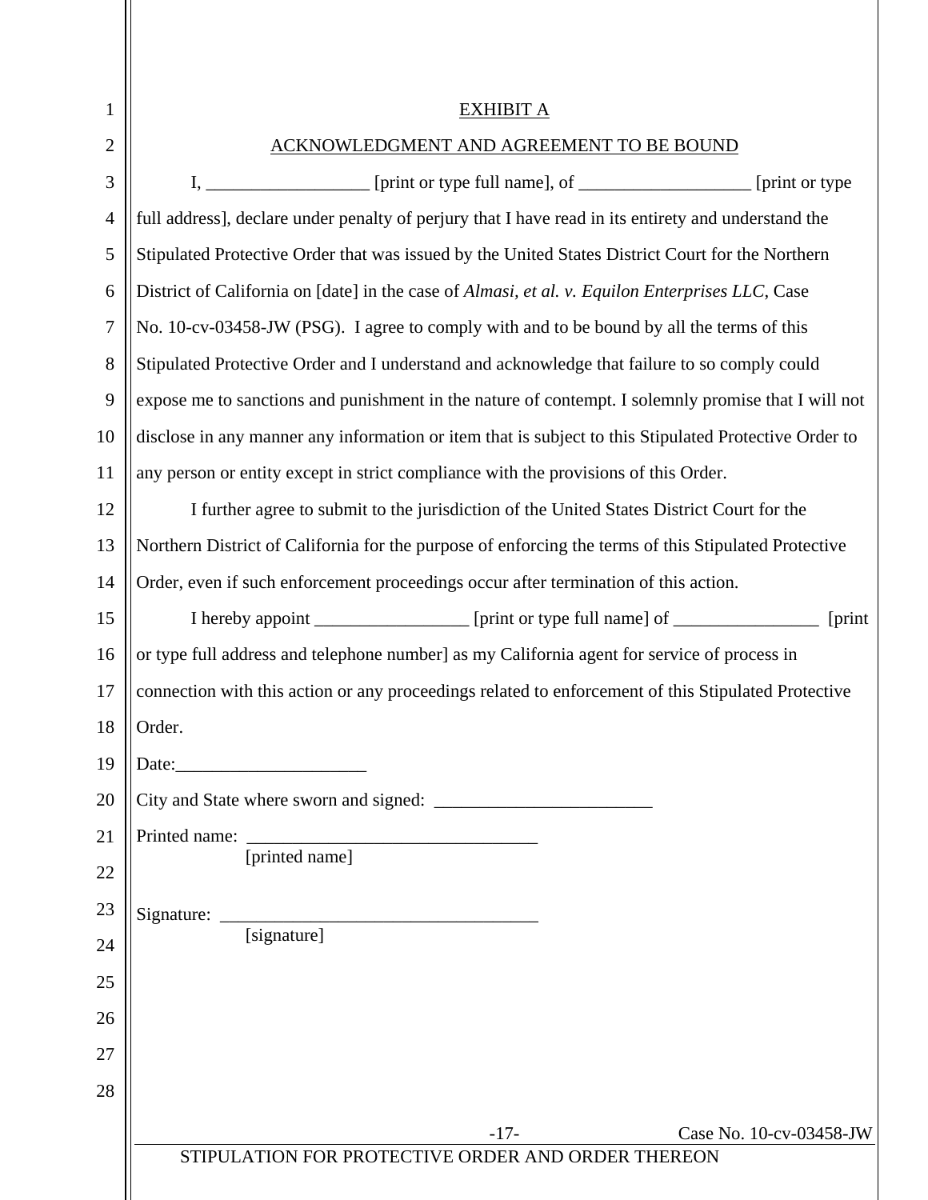<u>EXHIBIT A</u>

<u>ACKNOWLEDGMENT AND AGREEMENT TO BE BOUND</u>

I, __________________ [print or type full name], of ___________________ [print or type full address], declare under penalty of perjury that I have read in its entirety and understand the Stipulated Protective Order that was issued by the United States District Court for the Northern District of California on [date] in the case of *Almasi, et al. v. Equilon Enterprises LLC*, Case No. 10-cv-03458-JW (PSG). I agree to comply with and to be bound by all the terms of this Stipulated Protective Order and I understand and acknowledge that failure to so comply could expose me to sanctions and punishment in the nature of contempt. I solemnly promise that I will not disclose in any manner any information or item that is subject to this Stipulated Protective Order to any person or entity except in strict compliance with the provisions of this Order.

I further agree to submit to the jurisdiction of the United States District Court for the Northern District of California for the purpose of enforcing the terms of this Stipulated Protective Order, even if such enforcement proceedings occur after termination of this action.

I hereby appoint _________________ [print or type full name] of ________________ [print or type full address and telephone number] as my California agent for service of process in connection with this action or any proceedings related to enforcement of this Stipulated Protective Order.

Date:_____________________

City and State where sworn and signed: ________________________

Printed name: ________________________________
[printed name]

Signature: ___________________________________
[signature]